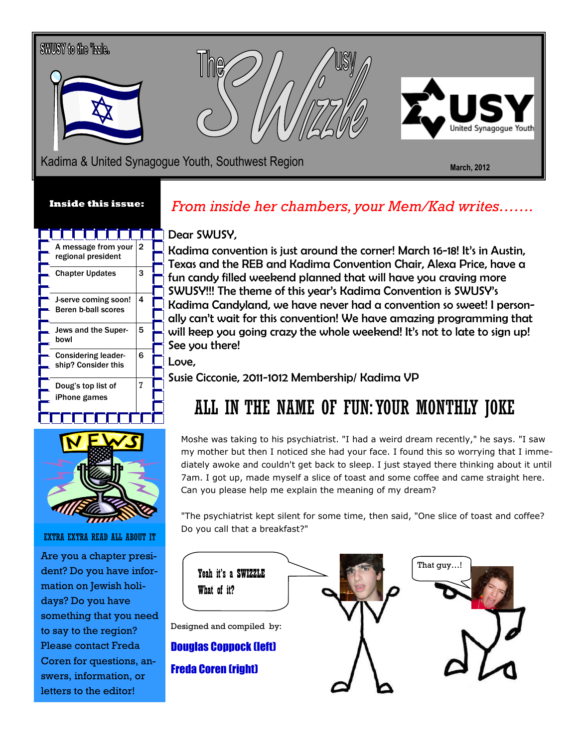SWUSY to the 'izzle.

# The USY SWizzle

Kadima & United Synagogue Youth, Southwest Region

March, 2012

**Inside this issue:**

| | |
|---|---|
| A message from your regional president | 2 |
| Chapter Updates | 3 |
| J-serve coming soon! Beren b-ball scores | 4 |
| Jews and the Super-bowl | 5 |
| Considering leader-ship? Consider this | 6 |
| Doug's top list of iPhone games | 7 |

EXTRA EXTRA READ ALL ABOUT IT

Are you a chapter president? Do you have information on Jewish holidays? Do you have something that you need to say to the region? Please contact Freda Coren for questions, answers, information, or letters to the editor!

## *From inside her chambers, your Mem/Kad writes…….*

Dear SWUSY,

Kadima convention is just around the corner! March 16-18! It's in Austin, Texas and the REB and Kadima Convention Chair, Alexa Price, have a fun candy filled weekend planned that will have you craving more SWUSY!!! The theme of this year's Kadima Convention is SWUSY's Kadima Candyland, we have never had a convention so sweet! I personally can't wait for this convention! We have amazing programming that will keep you going crazy the whole weekend! It's not to late to sign up! See you there!

Love,

Susie Cicconie, 2011-1012 Membership/ Kadima VP

## ALL IN THE NAME OF FUN: YOUR MONTHLY JOKE

Moshe was taking to his psychiatrist. "I had a weird dream recently," he says. "I saw my mother but then I noticed she had your face. I found this so worrying that I immediately awoke and couldn't get back to sleep. I just stayed there thinking about it until 7am. I got up, made myself a slice of toast and some coffee and came straight here. Can you please help me explain the meaning of my dream?

"The psychiatrist kept silent for some time, then said, "One slice of toast and coffee? Do you call that a breakfast?"

Yeah it's a SWIZZLE What of it?

That guy…!

Designed and compiled by:

**Douglas Coppock (left)**

**Freda Coren (right)**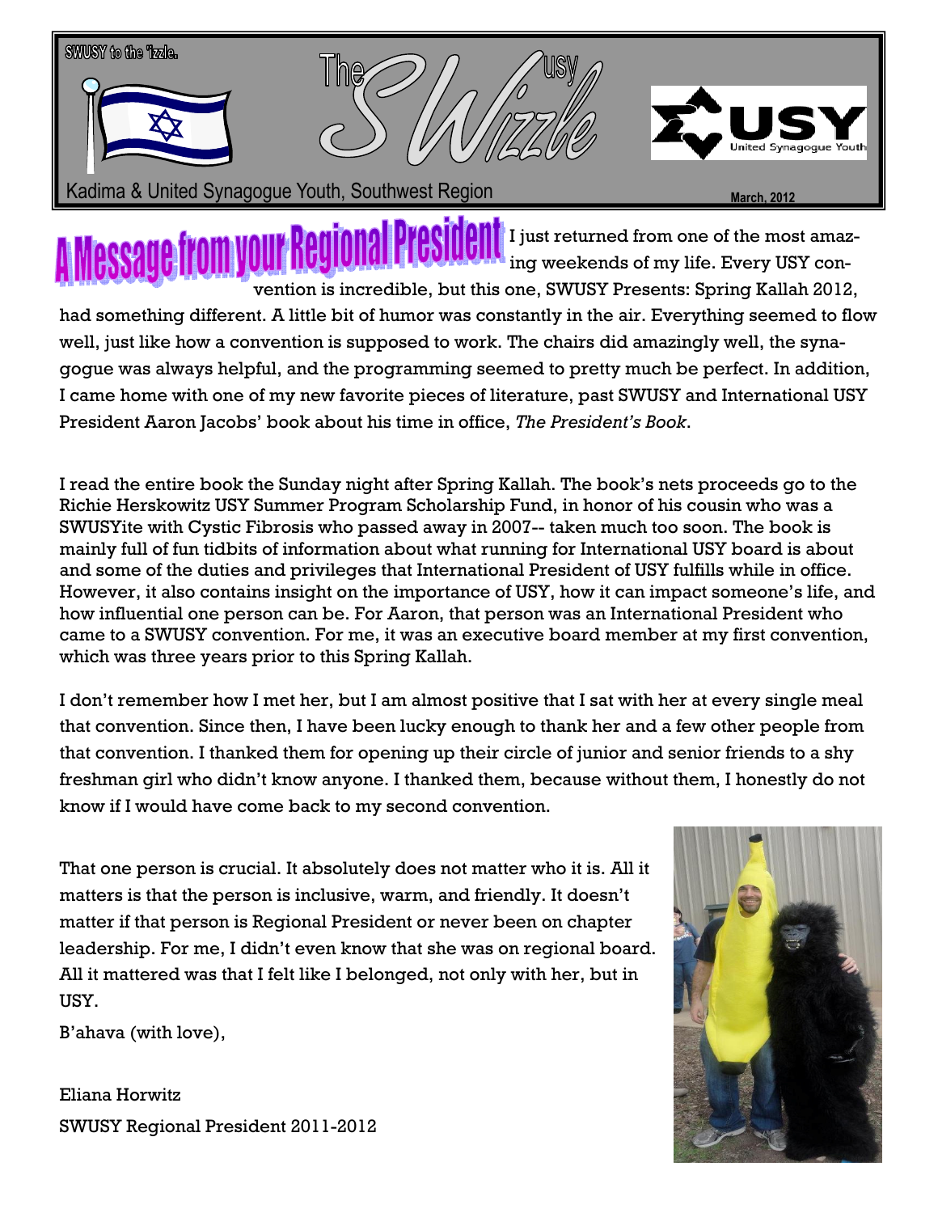SWUSY to the 'izzle.

# The USY SWizzle

Kadima & United Synagogue Youth, Southwest Region

March, 2012

## A Message from your Regional President

I just returned from one of the most amazing weekends of my life. Every USY convention is incredible, but this one, SWUSY Presents: Spring Kallah 2012, had something different. A little bit of humor was constantly in the air. Everything seemed to flow well, just like how a convention is supposed to work. The chairs did amazingly well, the synagogue was always helpful, and the programming seemed to pretty much be perfect. In addition, I came home with one of my new favorite pieces of literature, past SWUSY and International USY President Aaron Jacobs' book about his time in office, *The President's Book*.

I read the entire book the Sunday night after Spring Kallah. The book's nets proceeds go to the Richie Herskowitz USY Summer Program Scholarship Fund, in honor of his cousin who was a SWUSYite with Cystic Fibrosis who passed away in 2007-- taken much too soon. The book is mainly full of fun tidbits of information about what running for International USY board is about and some of the duties and privileges that International President of USY fulfills while in office. However, it also contains insight on the importance of USY, how it can impact someone's life, and how influential one person can be. For Aaron, that person was an International President who came to a SWUSY convention. For me, it was an executive board member at my first convention, which was three years prior to this Spring Kallah.

I don't remember how I met her, but I am almost positive that I sat with her at every single meal that convention. Since then, I have been lucky enough to thank her and a few other people from that convention. I thanked them for opening up their circle of junior and senior friends to a shy freshman girl who didn't know anyone. I thanked them, because without them, I honestly do not know if I would have come back to my second convention.

That one person is crucial. It absolutely does not matter who it is. All it matters is that the person is inclusive, warm, and friendly. It doesn't matter if that person is Regional President or never been on chapter leadership. For me, I didn't even know that she was on regional board. All it mattered was that I felt like I belonged, not only with her, but in USY.

B'ahava (with love),

Eliana Horwitz
SWUSY Regional President 2011-2012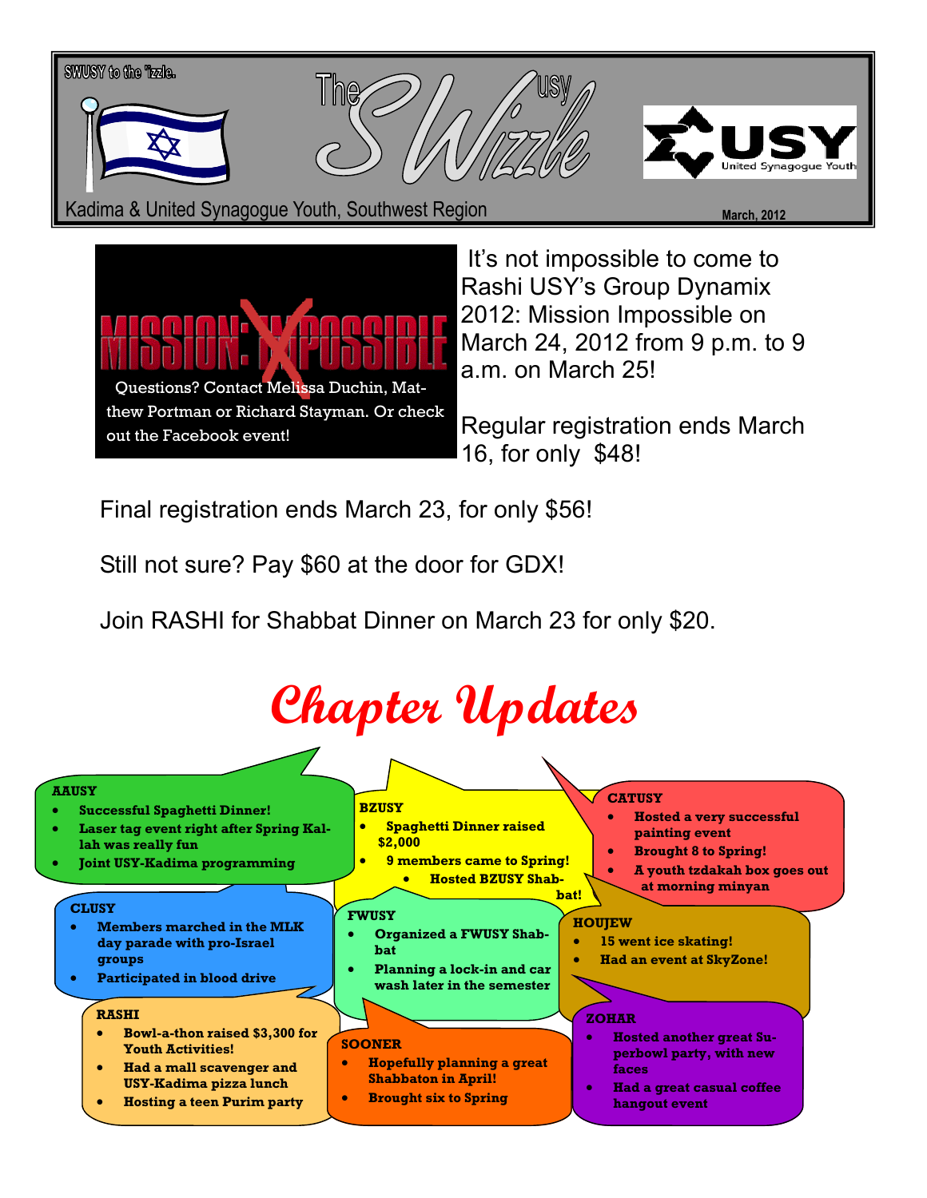SWUSY to the 'izzle.

# The SWizzle USY

USY United Synagogue Youth

Kadima & United Synagogue Youth, Southwest Region

March, 2012

MISSION: IMPOSSIBLE

Questions? Contact Melissa Duchin, Matthew Portman or Richard Stayman. Or check out the Facebook event!

It's not impossible to come to Rashi USY's Group Dynamix 2012: Mission Impossible on March 24, 2012 from 9 p.m. to 9 a.m. on March 25!

Regular registration ends March 16, for only $48!

Final registration ends March 23, for only $56!

Still not sure? Pay $60 at the door for GDX!

Join RASHI for Shabbat Dinner on March 23 for only $20.

# Chapter Updates

**AAUSY**

- Successful Spaghetti Dinner!
- Laser tag event right after Spring Kallah was really fun
- Joint USY-Kadima programming

**BZUSY**

- Spaghetti Dinner raised $2,000
- 9 members came to Spring!
  - Hosted BZUSY Shabbat!

**CATUSY**

- Hosted a very successful painting event
- Brought 8 to Spring!
- A youth tzdakah box goes out at morning minyan

**CLUSY**

- Members marched in the MLK day parade with pro-Israel groups
- Participated in blood drive

**FWUSY**

- Organized a FWUSY Shabbat
- Planning a lock-in and car wash later in the semester

**HOUJEW**

- 15 went ice skating!
- Had an event at SkyZone!

**RASHI**

- Bowl-a-thon raised $3,300 for Youth Activities!
- Had a mall scavenger and USY-Kadima pizza lunch
- Hosting a teen Purim party

**SOONER**

- Hopefully planning a great Shabbaton in April!
- Brought six to Spring

**ZOHAR**

- Hosted another great Superbowl party, with new faces
- Had a great casual coffee hangout event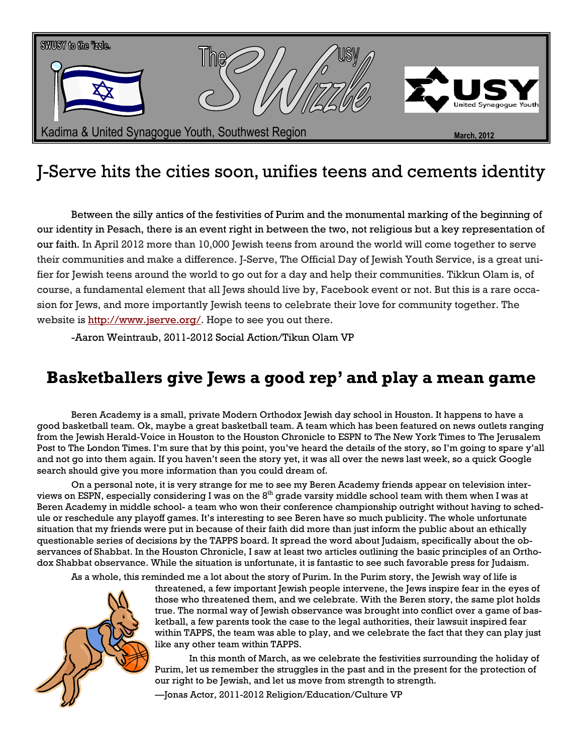SWUSY to the 'izzle.

# The SWizzle USY

Kadima & United Synagogue Youth, Southwest Region

March, 2012

## J-Serve hits the cities soon, unifies teens and cements identity

Between the silly antics of the festivities of Purim and the monumental marking of the beginning of our identity in Pesach, there is an event right in between the two, not religious but a key representation of our faith. In April 2012 more than 10,000 Jewish teens from around the world will come together to serve their communities and make a difference. J-Serve, The Official Day of Jewish Youth Service, is a great unifier for Jewish teens around the world to go out for a day and help their communities. Tikkun Olam is, of course, a fundamental element that all Jews should live by, Facebook event or not. But this is a rare occasion for Jews, and more importantly Jewish teens to celebrate their love for community together. The website is http://www.jserve.org/. Hope to see you out there.

-Aaron Weintraub, 2011-2012 Social Action/Tikun Olam VP

## Basketballers give Jews a good rep' and play a mean game

Beren Academy is a small, private Modern Orthodox Jewish day school in Houston. It happens to have a good basketball team. Ok, maybe a great basketball team. A team which has been featured on news outlets ranging from the Jewish Herald-Voice in Houston to the Houston Chronicle to ESPN to The New York Times to The Jerusalem Post to The London Times. I'm sure that by this point, you've heard the details of the story, so I'm going to spare y'all and not go into them again. If you haven't seen the story yet, it was all over the news last week, so a quick Google search should give you more information than you could dream of.

On a personal note, it is very strange for me to see my Beren Academy friends appear on television interviews on ESPN, especially considering I was on the 8th grade varsity middle school team with them when I was at Beren Academy in middle school- a team who won their conference championship outright without having to schedule or reschedule any playoff games. It's interesting to see Beren have so much publicity. The whole unfortunate situation that my friends were put in because of their faith did more than just inform the public about an ethically questionable series of decisions by the TAPPS board. It spread the word about Judaism, specifically about the observances of Shabbat. In the Houston Chronicle, I saw at least two articles outlining the basic principles of an Orthodox Shabbat observance. While the situation is unfortunate, it is fantastic to see such favorable press for Judaism.

As a whole, this reminded me a lot about the story of Purim. In the Purim story, the Jewish way of life is threatened, a few important Jewish people intervene, the Jews inspire fear in the eyes of those who threatened them, and we celebrate. With the Beren story, the same plot holds true. The normal way of Jewish observance was brought into conflict over a game of basketball, a few parents took the case to the legal authorities, their lawsuit inspired fear within TAPPS, the team was able to play, and we celebrate the fact that they can play just like any other team within TAPPS.

In this month of March, as we celebrate the festivities surrounding the holiday of Purim, let us remember the struggles in the past and in the present for the protection of our right to be Jewish, and let us move from strength to strength.

—Jonas Actor, 2011-2012 Religion/Education/Culture VP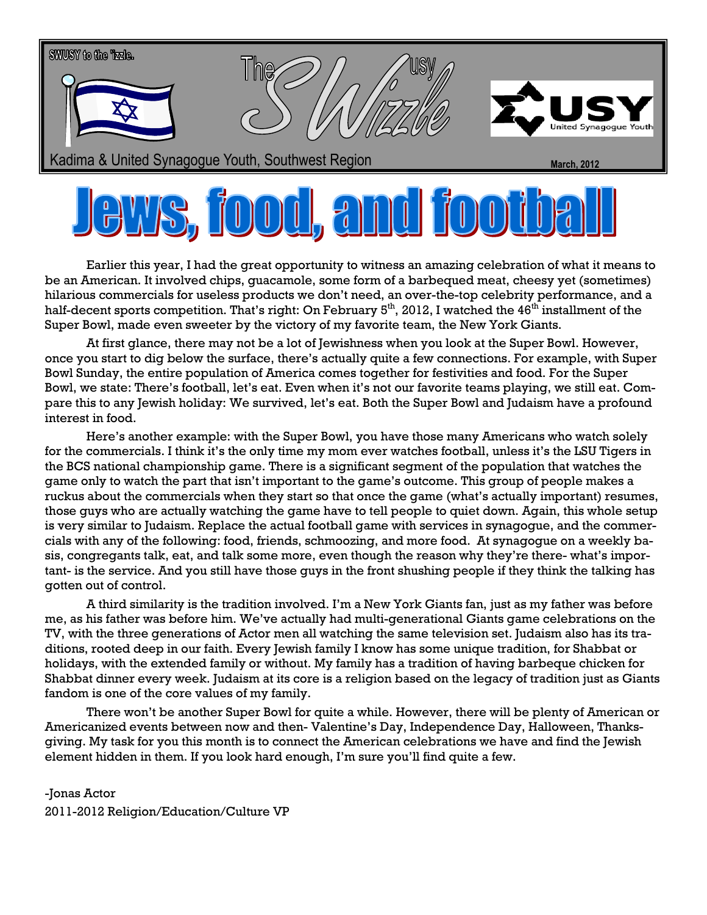SWUSY to the 'izzle.

The SWizzle USY

Kadima & United Synagogue Youth, Southwest Region

March, 2012

# Jews, food, and football

Earlier this year, I had the great opportunity to witness an amazing celebration of what it means to be an American. It involved chips, guacamole, some form of a barbequed meat, cheesy yet (sometimes) hilarious commercials for useless products we don't need, an over-the-top celebrity performance, and a half-decent sports competition. That's right: On February 5th, 2012, I watched the 46th installment of the Super Bowl, made even sweeter by the victory of my favorite team, the New York Giants.

At first glance, there may not be a lot of Jewishness when you look at the Super Bowl. However, once you start to dig below the surface, there's actually quite a few connections. For example, with Super Bowl Sunday, the entire population of America comes together for festivities and food. For the Super Bowl, we state: There's football, let's eat. Even when it's not our favorite teams playing, we still eat. Compare this to any Jewish holiday: We survived, let's eat. Both the Super Bowl and Judaism have a profound interest in food.

Here's another example: with the Super Bowl, you have those many Americans who watch solely for the commercials. I think it's the only time my mom ever watches football, unless it's the LSU Tigers in the BCS national championship game. There is a significant segment of the population that watches the game only to watch the part that isn't important to the game's outcome. This group of people makes a ruckus about the commercials when they start so that once the game (what's actually important) resumes, those guys who are actually watching the game have to tell people to quiet down. Again, this whole setup is very similar to Judaism. Replace the actual football game with services in synagogue, and the commercials with any of the following: food, friends, schmoozing, and more food. At synagogue on a weekly basis, congregants talk, eat, and talk some more, even though the reason why they're there- what's important- is the service. And you still have those guys in the front shushing people if they think the talking has gotten out of control.

A third similarity is the tradition involved. I'm a New York Giants fan, just as my father was before me, as his father was before him. We've actually had multi-generational Giants game celebrations on the TV, with the three generations of Actor men all watching the same television set. Judaism also has its traditions, rooted deep in our faith. Every Jewish family I know has some unique tradition, for Shabbat or holidays, with the extended family or without. My family has a tradition of having barbeque chicken for Shabbat dinner every week. Judaism at its core is a religion based on the legacy of tradition just as Giants fandom is one of the core values of my family.

There won't be another Super Bowl for quite a while. However, there will be plenty of American or Americanized events between now and then- Valentine's Day, Independence Day, Halloween, Thanksgiving. My task for you this month is to connect the American celebrations we have and find the Jewish element hidden in them. If you look hard enough, I'm sure you'll find quite a few.

-Jonas Actor
2011-2012 Religion/Education/Culture VP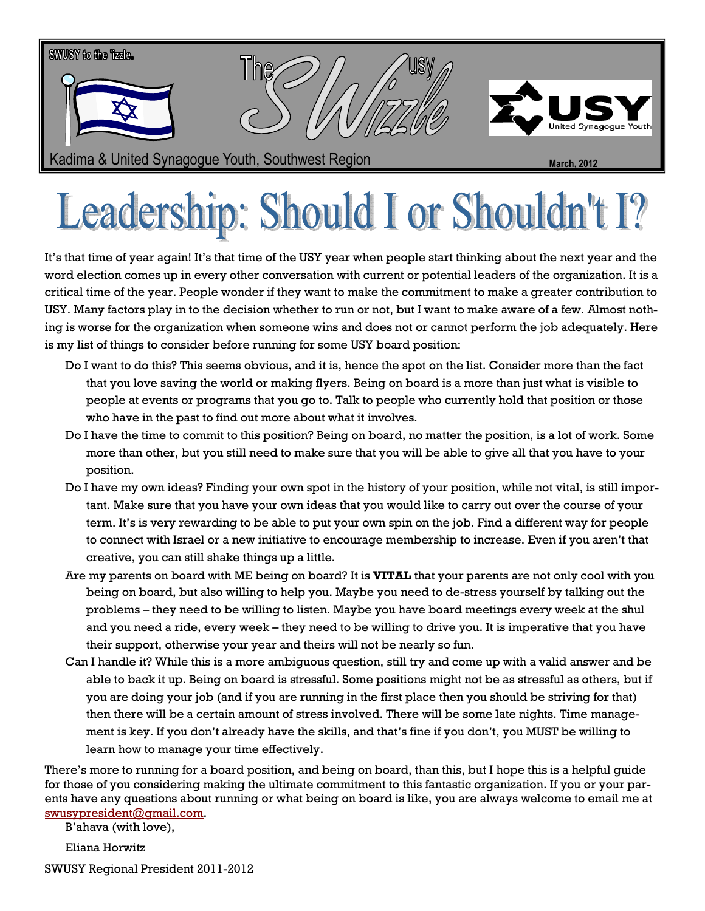SWUSY to the 'izzle.

The USY SWizzle

Kadima & United Synagogue Youth, Southwest Region

March, 2012

# Leadership: Should I or Shouldn't I?

It's that time of year again! It's that time of the USY year when people start thinking about the next year and the word election comes up in every other conversation with current or potential leaders of the organization. It is a critical time of the year. People wonder if they want to make the commitment to make a greater contribution to USY. Many factors play in to the decision whether to run or not, but I want to make aware of a few. Almost nothing is worse for the organization when someone wins and does not or cannot perform the job adequately. Here is my list of things to consider before running for some USY board position:

Do I want to do this? This seems obvious, and it is, hence the spot on the list. Consider more than the fact that you love saving the world or making flyers. Being on board is a more than just what is visible to people at events or programs that you go to. Talk to people who currently hold that position or those who have in the past to find out more about what it involves.

Do I have the time to commit to this position? Being on board, no matter the position, is a lot of work. Some more than other, but you still need to make sure that you will be able to give all that you have to your position.

Do I have my own ideas? Finding your own spot in the history of your position, while not vital, is still important. Make sure that you have your own ideas that you would like to carry out over the course of your term. It's is very rewarding to be able to put your own spin on the job. Find a different way for people to connect with Israel or a new initiative to encourage membership to increase. Even if you aren't that creative, you can still shake things up a little.

Are my parents on board with ME being on board? It is **VITAL** that your parents are not only cool with you being on board, but also willing to help you. Maybe you need to de-stress yourself by talking out the problems – they need to be willing to listen. Maybe you have board meetings every week at the shul and you need a ride, every week – they need to be willing to drive you. It is imperative that you have their support, otherwise your year and theirs will not be nearly so fun.

Can I handle it? While this is a more ambiguous question, still try and come up with a valid answer and be able to back it up. Being on board is stressful. Some positions might not be as stressful as others, but if you are doing your job (and if you are running in the first place then you should be striving for that) then there will be a certain amount of stress involved. There will be some late nights. Time management is key. If you don't already have the skills, and that's fine if you don't, you MUST be willing to learn how to manage your time effectively.

There's more to running for a board position, and being on board, than this, but I hope this is a helpful guide for those of you considering making the ultimate commitment to this fantastic organization. If you or your parents have any questions about running or what being on board is like, you are always welcome to email me at swusypresident@gmail.com.

B'ahava (with love),

Eliana Horwitz

SWUSY Regional President 2011-2012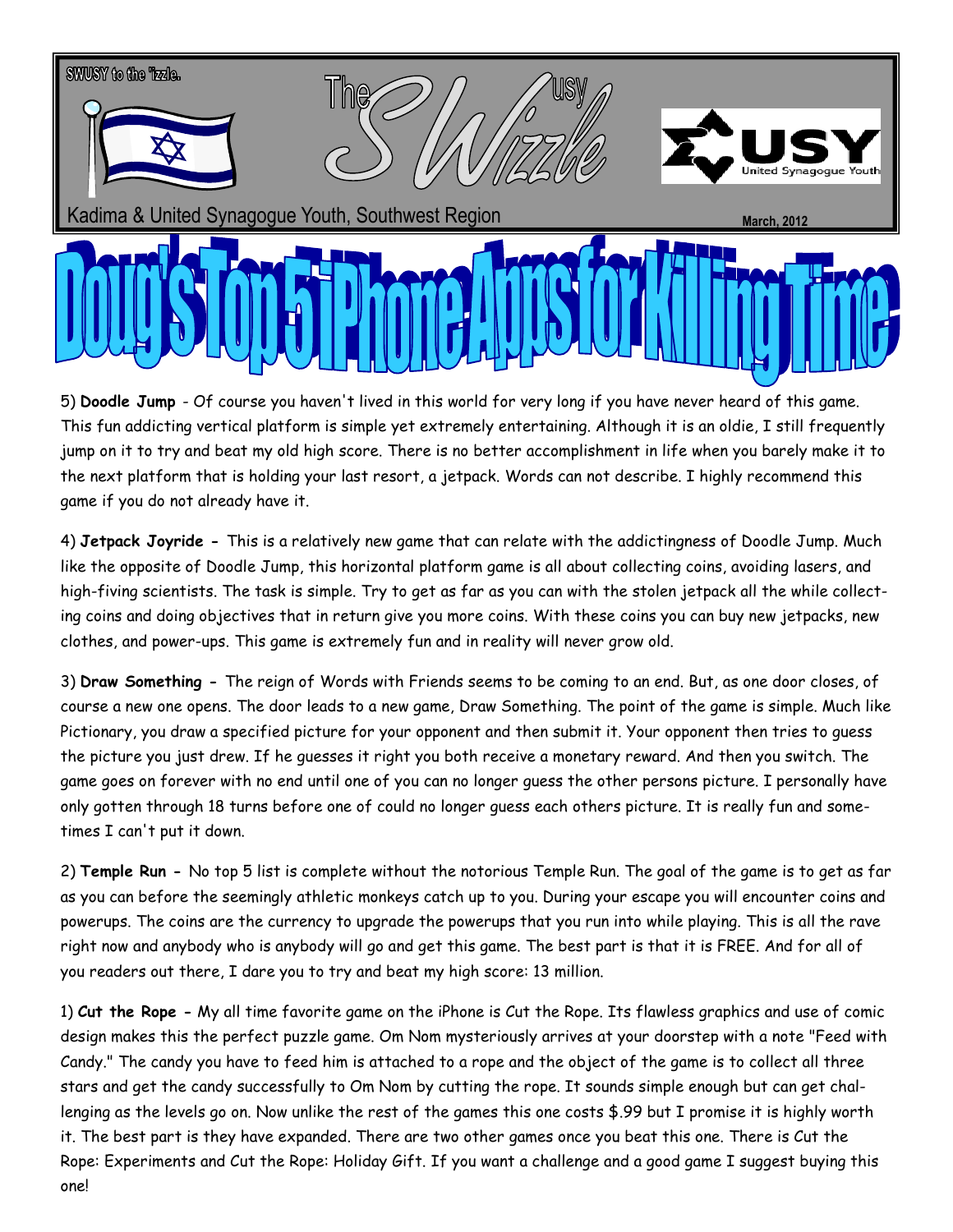SWUSY to the 'izzle.

The SWizzle USY

Kadima & United Synagogue Youth, Southwest Region

March, 2012

# Doug's Top 5 iPhone Apps for Killing Time

5) **Doodle Jump** - Of course you haven't lived in this world for very long if you have never heard of this game. This fun addicting vertical platform is simple yet extremely entertaining. Although it is an oldie, I still frequently jump on it to try and beat my old high score. There is no better accomplishment in life when you barely make it to the next platform that is holding your last resort, a jetpack. Words can not describe. I highly recommend this game if you do not already have it.

4) **Jetpack Joyride -** This is a relatively new game that can relate with the addictingness of Doodle Jump. Much like the opposite of Doodle Jump, this horizontal platform game is all about collecting coins, avoiding lasers, and high-fiving scientists. The task is simple. Try to get as far as you can with the stolen jetpack all the while collecting coins and doing objectives that in return give you more coins. With these coins you can buy new jetpacks, new clothes, and power-ups. This game is extremely fun and in reality will never grow old.

3) **Draw Something -** The reign of Words with Friends seems to be coming to an end. But, as one door closes, of course a new one opens. The door leads to a new game, Draw Something. The point of the game is simple. Much like Pictionary, you draw a specified picture for your opponent and then submit it. Your opponent then tries to guess the picture you just drew. If he guesses it right you both receive a monetary reward. And then you switch. The game goes on forever with no end until one of you can no longer guess the other persons picture. I personally have only gotten through 18 turns before one of could no longer guess each others picture. It is really fun and sometimes I can't put it down.

2) **Temple Run -** No top 5 list is complete without the notorious Temple Run. The goal of the game is to get as far as you can before the seemingly athletic monkeys catch up to you. During your escape you will encounter coins and powerups. The coins are the currency to upgrade the powerups that you run into while playing. This is all the rave right now and anybody who is anybody will go and get this game. The best part is that it is FREE. And for all of you readers out there, I dare you to try and beat my high score: 13 million.

1) **Cut the Rope -** My all time favorite game on the iPhone is Cut the Rope. Its flawless graphics and use of comic design makes this the perfect puzzle game. Om Nom mysteriously arrives at your doorstep with a note "Feed with Candy." The candy you have to feed him is attached to a rope and the object of the game is to collect all three stars and get the candy successfully to Om Nom by cutting the rope. It sounds simple enough but can get challenging as the levels go on. Now unlike the rest of the games this one costs $.99 but I promise it is highly worth it. The best part is they have expanded. There are two other games once you beat this one. There is Cut the Rope: Experiments and Cut the Rope: Holiday Gift. If you want a challenge and a good game I suggest buying this one!